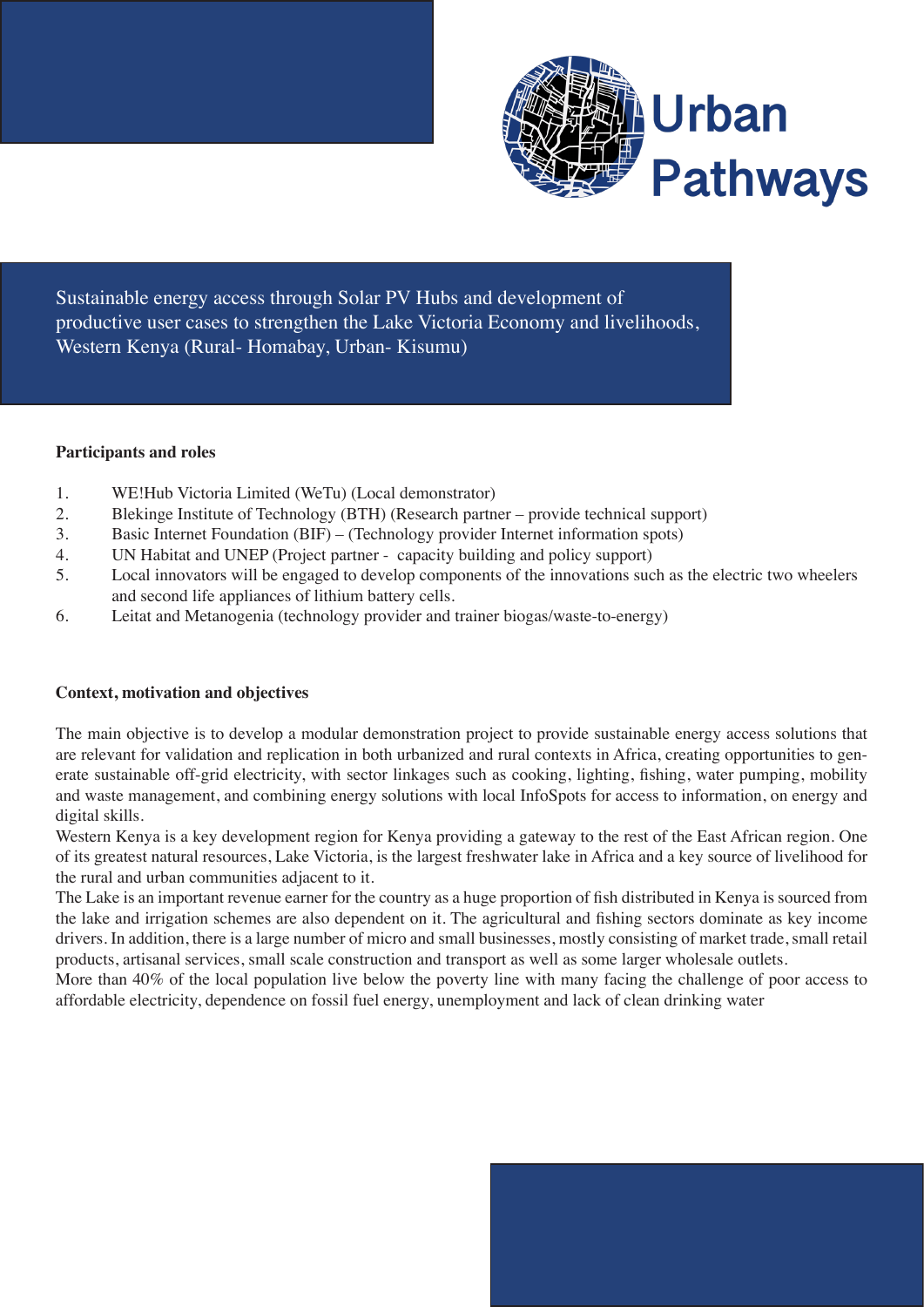# Urban Pathways

Sustainable energy access through Solar PV Hubs and development of productive user cases to strengthen the Lake Victoria Economy and livelihoods, Western Kenya (Rural- Homabay, Urban- Kisumu)

**Participants and roles**

1. WE!Hub Victoria Limited (WeTu) (Local demonstrator)
2. Blekinge Institute of Technology (BTH) (Research partner – provide technical support)
3. Basic Internet Foundation (BIF) – (Technology provider Internet information spots)
4. UN Habitat and UNEP (Project partner - capacity building and policy support)
5. Local innovators will be engaged to develop components of the innovations such as the electric two wheelers and second life appliances of lithium battery cells.
6. Leitat and Metanogenia (technology provider and trainer biogas/waste-to-energy)

**Context, motivation and objectives**

The main objective is to develop a modular demonstration project to provide sustainable energy access solutions that are relevant for validation and replication in both urbanized and rural contexts in Africa, creating opportunities to generate sustainable off-grid electricity, with sector linkages such as cooking, lighting, fishing, water pumping, mobility and waste management, and combining energy solutions with local InfoSpots for access to information, on energy and digital skills.

Western Kenya is a key development region for Kenya providing a gateway to the rest of the East African region. One of its greatest natural resources, Lake Victoria, is the largest freshwater lake in Africa and a key source of livelihood for the rural and urban communities adjacent to it.

The Lake is an important revenue earner for the country as a huge proportion of fish distributed in Kenya is sourced from the lake and irrigation schemes are also dependent on it. The agricultural and fishing sectors dominate as key income drivers. In addition, there is a large number of micro and small businesses, mostly consisting of market trade, small retail products, artisanal services, small scale construction and transport as well as some larger wholesale outlets.

More than 40% of the local population live below the poverty line with many facing the challenge of poor access to affordable electricity, dependence on fossil fuel energy, unemployment and lack of clean drinking water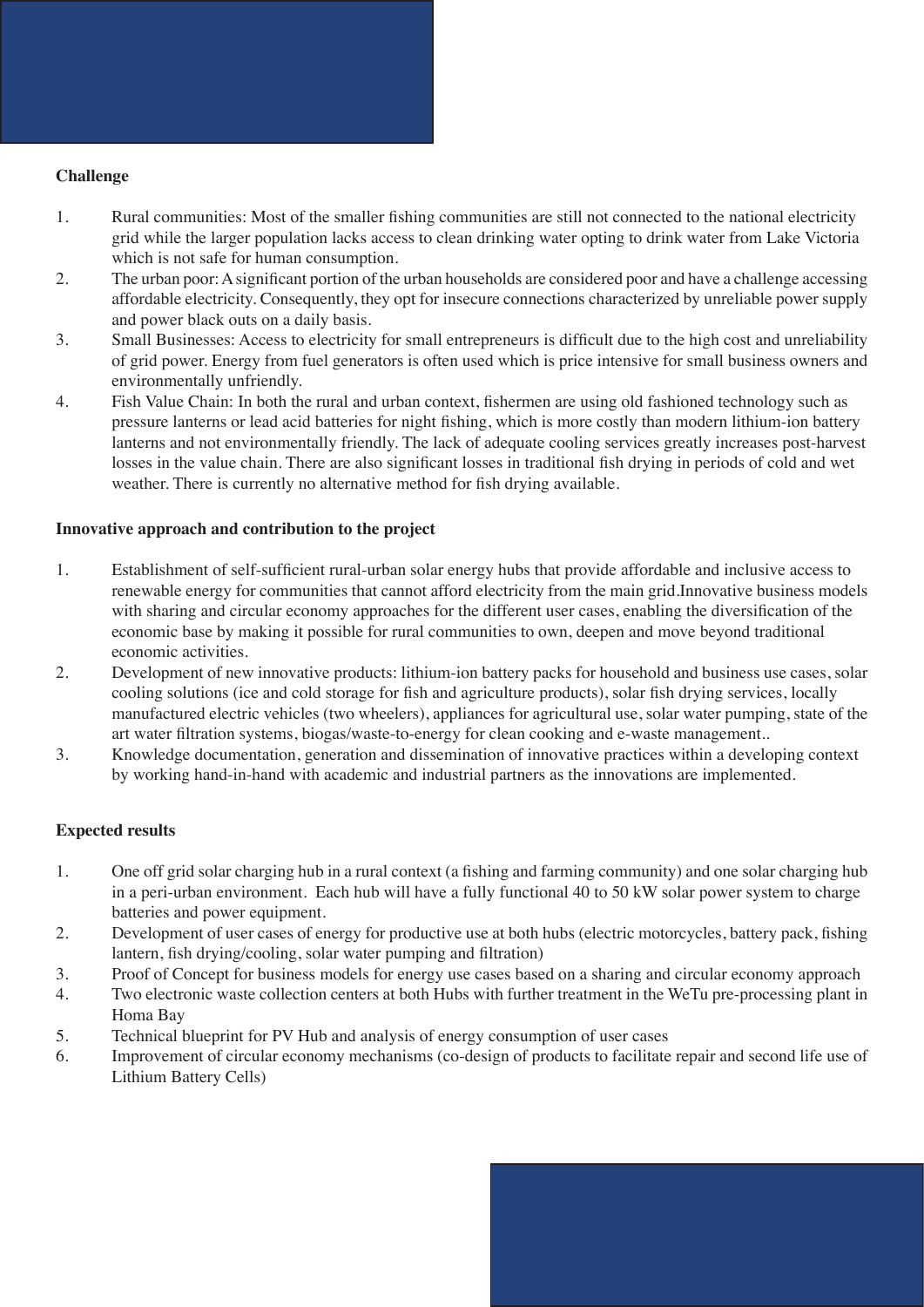**Challenge**

1. Rural communities: Most of the smaller fishing communities are still not connected to the national electricity grid while the larger population lacks access to clean drinking water opting to drink water from Lake Victoria which is not safe for human consumption.
2. The urban poor: A significant portion of the urban households are considered poor and have a challenge accessing affordable electricity. Consequently, they opt for insecure connections characterized by unreliable power supply and power black outs on a daily basis.
3. Small Businesses: Access to electricity for small entrepreneurs is difficult due to the high cost and unreliability of grid power. Energy from fuel generators is often used which is price intensive for small business owners and environmentally unfriendly.
4. Fish Value Chain: In both the rural and urban context, fishermen are using old fashioned technology such as pressure lanterns or lead acid batteries for night fishing, which is more costly than modern lithium-ion battery lanterns and not environmentally friendly. The lack of adequate cooling services greatly increases post-harvest losses in the value chain. There are also significant losses in traditional fish drying in periods of cold and wet weather. There is currently no alternative method for fish drying available.

**Innovative approach and contribution to the project**

1. Establishment of self-sufficient rural-urban solar energy hubs that provide affordable and inclusive access to renewable energy for communities that cannot afford electricity from the main grid.Innovative business models with sharing and circular economy approaches for the different user cases, enabling the diversification of the economic base by making it possible for rural communities to own, deepen and move beyond traditional economic activities.
2. Development of new innovative products: lithium-ion battery packs for household and business use cases, solar cooling solutions (ice and cold storage for fish and agriculture products), solar fish drying services, locally manufactured electric vehicles (two wheelers), appliances for agricultural use, solar water pumping, state of the art water filtration systems, biogas/waste-to-energy for clean cooking and e-waste management..
3. Knowledge documentation, generation and dissemination of innovative practices within a developing context by working hand-in-hand with academic and industrial partners as the innovations are implemented.

**Expected results**

1. One off grid solar charging hub in a rural context (a fishing and farming community) and one solar charging hub in a peri-urban environment. Each hub will have a fully functional 40 to 50 kW solar power system to charge batteries and power equipment.
2. Development of user cases of energy for productive use at both hubs (electric motorcycles, battery pack, fishing lantern, fish drying/cooling, solar water pumping and filtration)
3. Proof of Concept for business models for energy use cases based on a sharing and circular economy approach
4. Two electronic waste collection centers at both Hubs with further treatment in the WeTu pre-processing plant in Homa Bay
5. Technical blueprint for PV Hub and analysis of energy consumption of user cases
6. Improvement of circular economy mechanisms (co-design of products to facilitate repair and second life use of Lithium Battery Cells)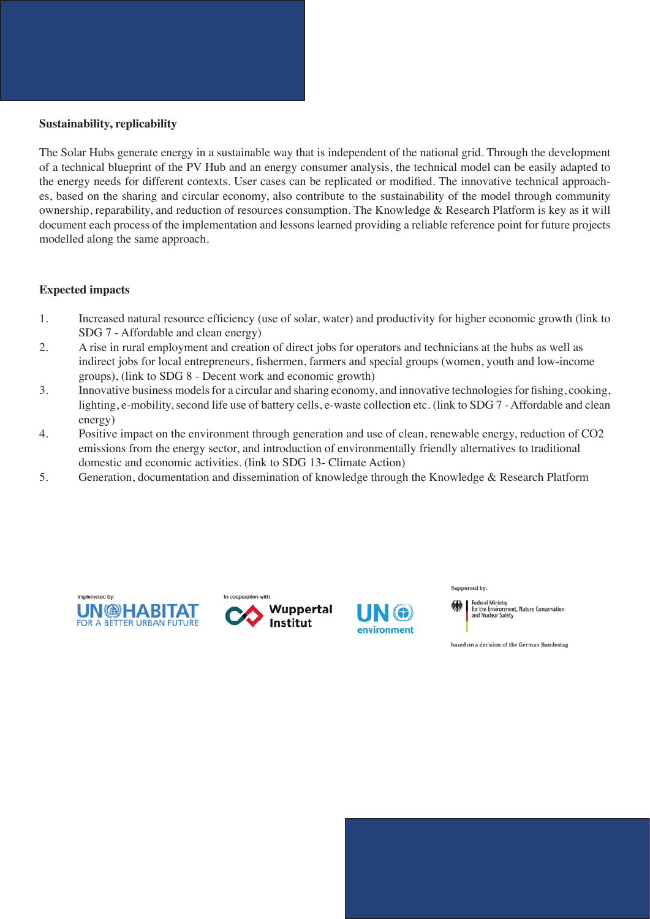**Sustainability, replicability**

The Solar Hubs generate energy in a sustainable way that is independent of the national grid. Through the development of a technical blueprint of the PV Hub and an energy consumer analysis, the technical model can be easily adapted to the energy needs for different contexts. User cases can be replicated or modified. The innovative technical approaches, based on the sharing and circular economy, also contribute to the sustainability of the model through community ownership, reparability, and reduction of resources consumption. The Knowledge & Research Platform is key as it will document each process of the implementation and lessons learned providing a reliable reference point for future projects modelled along the same approach.

**Expected impacts**

1. Increased natural resource efficiency (use of solar, water) and productivity for higher economic growth (link to SDG 7 - Affordable and clean energy)
2. A rise in rural employment and creation of direct jobs for operators and technicians at the hubs as well as indirect jobs for local entrepreneurs, fishermen, farmers and special groups (women, youth and low-income groups), (link to SDG 8 - Decent work and economic growth)
3. Innovative business models for a circular and sharing economy, and innovative technologies for fishing, cooking, lighting, e-mobility, second life use of battery cells, e-waste collection etc. (link to SDG 7 - Affordable and clean energy)
4. Positive impact on the environment through generation and use of clean, renewable energy, reduction of $CO_2$ emissions from the energy sector, and introduction of environmentally friendly alternatives to traditional domestic and economic activities. (link to SDG 13- Climate Action)
5. Generation, documentation and dissemination of knowledge through the Knowledge & Research Platform

Implemeted by: UN-HABITAT FOR A BETTER URBAN FUTURE

In cooperation with: Wuppertal Institut

UN environment

Supported by: Federal Ministry for the Environment, Nature Conservation and Nuclear Safety

based on a decision of the German Bundestag